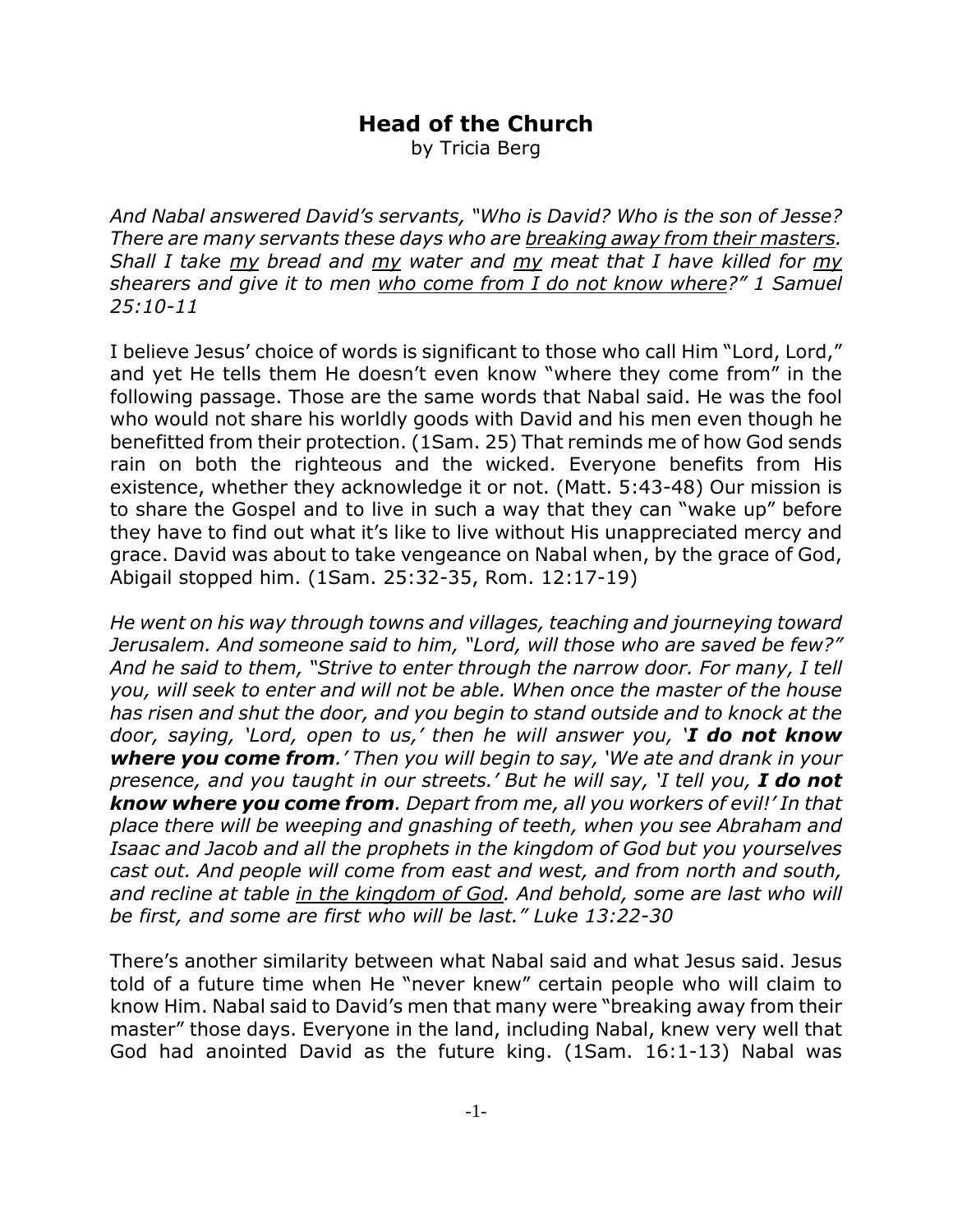# Head of the Church

by Tricia Berg

*And Nabal answered David's servants, "Who is David? Who is the son of Jesse? There are many servants these days who are <u>breaking away from their masters</u>. Shall I take <u>my</u> bread and <u>my</u> water and <u>my</u> meat that I have killed for <u>my</u> shearers and give it to men <u>who come from I do not know where</u>?" 1 Samuel 25:10-11*

I believe Jesus' choice of words is significant to those who call Him "Lord, Lord," and yet He tells them He doesn't even know "where they come from" in the following passage. Those are the same words that Nabal said. He was the fool who would not share his worldly goods with David and his men even though he benefitted from their protection. (1Sam. 25) That reminds me of how God sends rain on both the righteous and the wicked. Everyone benefits from His existence, whether they acknowledge it or not. (Matt. 5:43-48) Our mission is to share the Gospel and to live in such a way that they can "wake up" before they have to find out what it's like to live without His unappreciated mercy and grace. David was about to take vengeance on Nabal when, by the grace of God, Abigail stopped him. (1Sam. 25:32-35, Rom. 12:17-19)

*He went on his way through towns and villages, teaching and journeying toward Jerusalem. And someone said to him, "Lord, will those who are saved be few?" And he said to them, "Strive to enter through the narrow door. For many, I tell you, will seek to enter and will not be able. When once the master of the house has risen and shut the door, and you begin to stand outside and to knock at the door, saying, 'Lord, open to us,' then he will answer you, '**I do not know where you come from**.' Then you will begin to say, 'We ate and drank in your presence, and you taught in our streets.' But he will say, 'I tell you, **I do not know where you come from**. Depart from me, all you workers of evil!' In that place there will be weeping and gnashing of teeth, when you see Abraham and Isaac and Jacob and all the prophets in the kingdom of God but you yourselves cast out. And people will come from east and west, and from north and south, and recline at table <u>in the kingdom of God</u>. And behold, some are last who will be first, and some are first who will be last." Luke 13:22-30*

There's another similarity between what Nabal said and what Jesus said. Jesus told of a future time when He "never knew" certain people who will claim to know Him. Nabal said to David's men that many were "breaking away from their master" those days. Everyone in the land, including Nabal, knew very well that God had anointed David as the future king. (1Sam. 16:1-13) Nabal was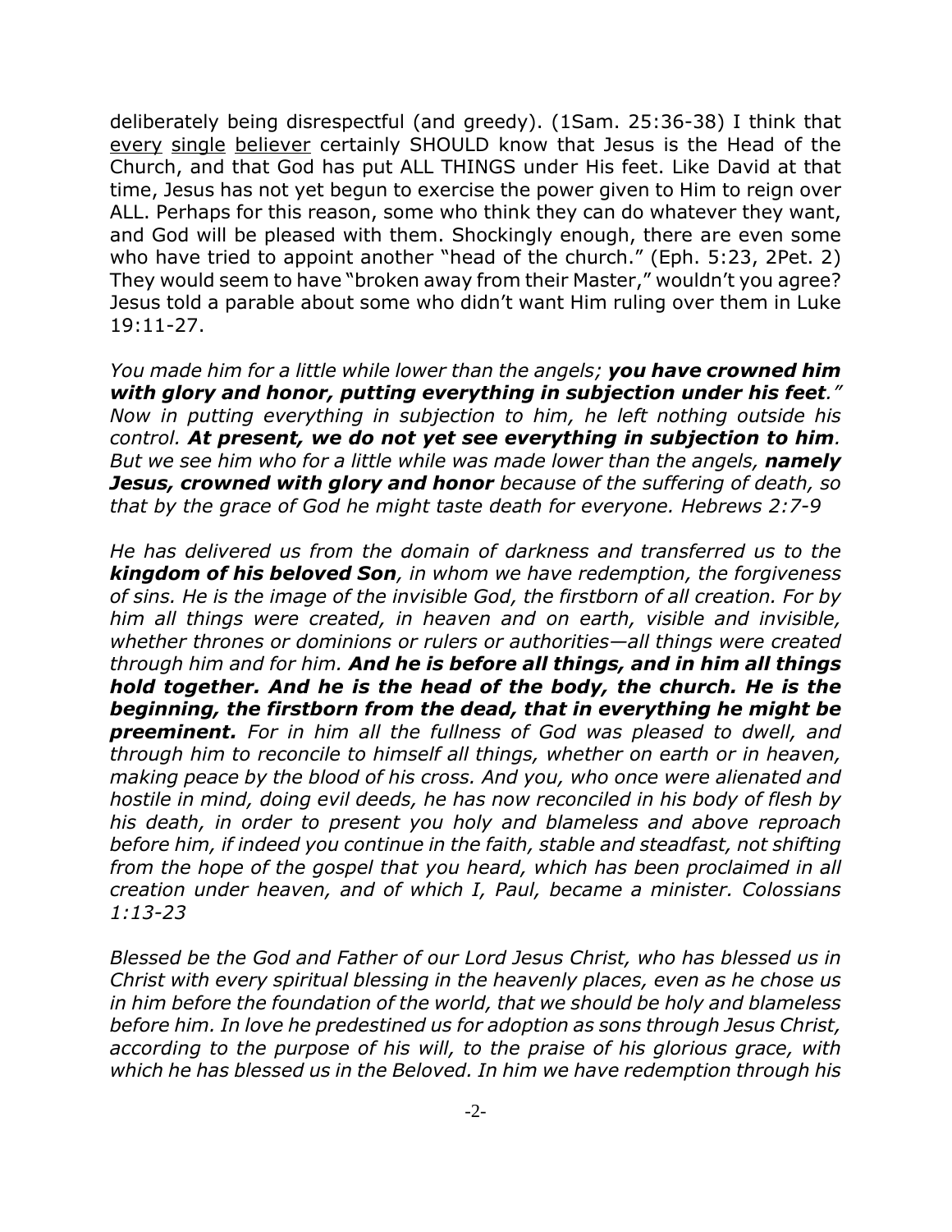deliberately being disrespectful (and greedy). (1Sam. 25:36-38) I think that every single believer certainly SHOULD know that Jesus is the Head of the Church, and that God has put ALL THINGS under His feet. Like David at that time, Jesus has not yet begun to exercise the power given to Him to reign over ALL. Perhaps for this reason, some who think they can do whatever they want, and God will be pleased with them. Shockingly enough, there are even some who have tried to appoint another "head of the church." (Eph. 5:23, 2Pet. 2) They would seem to have "broken away from their Master," wouldn't you agree? Jesus told a parable about some who didn't want Him ruling over them in Luke 19:11-27.

*You made him for a little while lower than the angels;* ***you have crowned him with glory and honor, putting everything in subjection under his feet****." Now in putting everything in subjection to him, he left nothing outside his control.* ***At present, we do not yet see everything in subjection to him****. But we see him who for a little while was made lower than the angels,* ***namely Jesus, crowned with glory and honor*** *because of the suffering of death, so that by the grace of God he might taste death for everyone. Hebrews 2:7-9*

*He has delivered us from the domain of darkness and transferred us to the* ***kingdom of his beloved Son****, in whom we have redemption, the forgiveness of sins. He is the image of the invisible God, the firstborn of all creation. For by him all things were created, in heaven and on earth, visible and invisible, whether thrones or dominions or rulers or authorities—all things were created through him and for him.* ***And he is before all things, and in him all things hold together. And he is the head of the body, the church. He is the beginning, the firstborn from the dead, that in everything he might be preeminent.*** *For in him all the fullness of God was pleased to dwell, and through him to reconcile to himself all things, whether on earth or in heaven, making peace by the blood of his cross. And you, who once were alienated and hostile in mind, doing evil deeds, he has now reconciled in his body of flesh by his death, in order to present you holy and blameless and above reproach before him, if indeed you continue in the faith, stable and steadfast, not shifting from the hope of the gospel that you heard, which has been proclaimed in all creation under heaven, and of which I, Paul, became a minister. Colossians 1:13-23*

*Blessed be the God and Father of our Lord Jesus Christ, who has blessed us in Christ with every spiritual blessing in the heavenly places, even as he chose us in him before the foundation of the world, that we should be holy and blameless before him. In love he predestined us for adoption as sons through Jesus Christ, according to the purpose of his will, to the praise of his glorious grace, with which he has blessed us in the Beloved. In him we have redemption through his*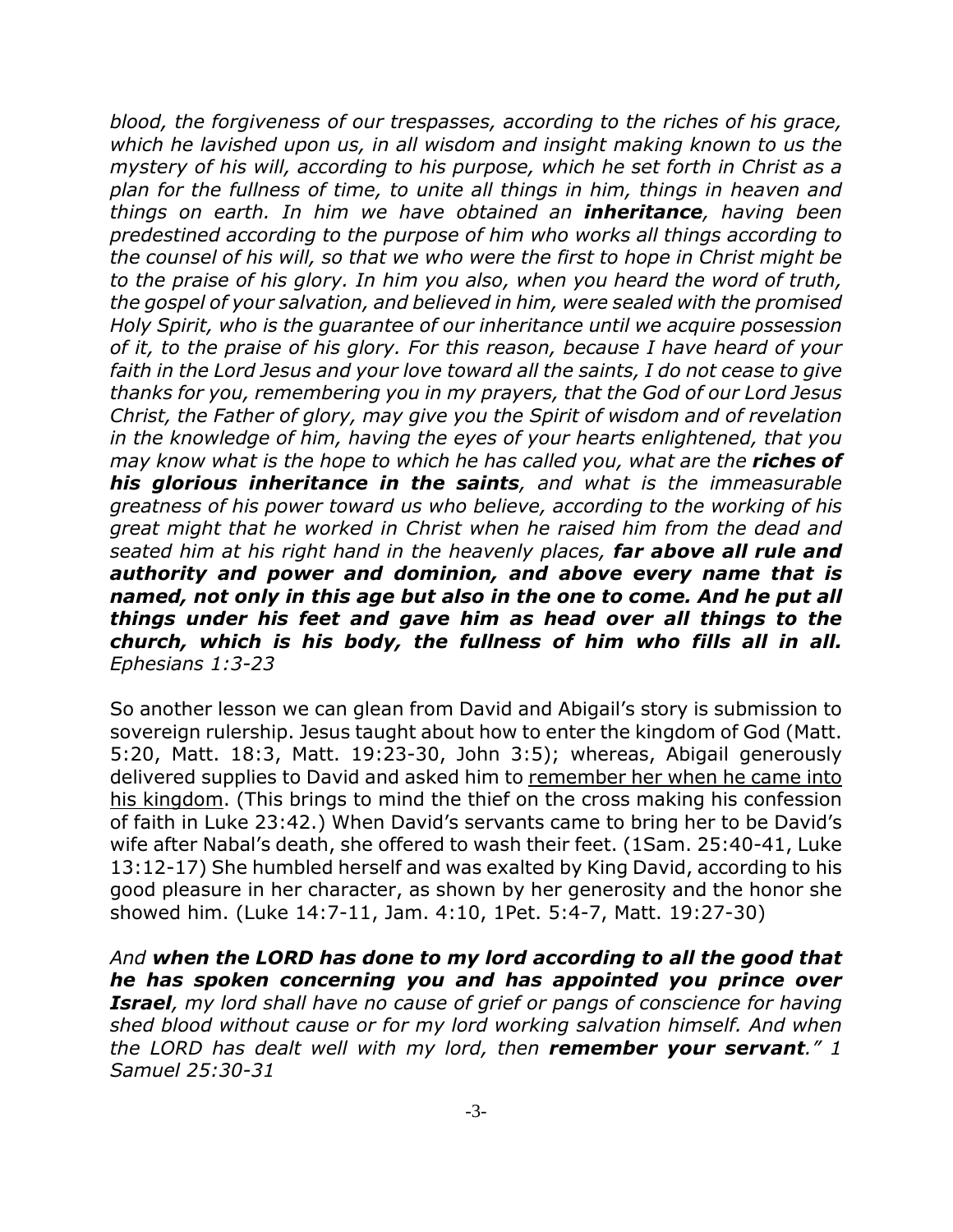*blood, the forgiveness of our trespasses, according to the riches of his grace, which he lavished upon us, in all wisdom and insight making known to us the mystery of his will, according to his purpose, which he set forth in Christ as a plan for the fullness of time, to unite all things in him, things in heaven and things on earth. In him we have obtained an **inheritance**, having been predestined according to the purpose of him who works all things according to the counsel of his will, so that we who were the first to hope in Christ might be to the praise of his glory. In him you also, when you heard the word of truth, the gospel of your salvation, and believed in him, were sealed with the promised Holy Spirit, who is the guarantee of our inheritance until we acquire possession of it, to the praise of his glory. For this reason, because I have heard of your faith in the Lord Jesus and your love toward all the saints, I do not cease to give thanks for you, remembering you in my prayers, that the God of our Lord Jesus Christ, the Father of glory, may give you the Spirit of wisdom and of revelation in the knowledge of him, having the eyes of your hearts enlightened, that you may know what is the hope to which he has called you, what are the **riches of his glorious inheritance in the saints**, and what is the immeasurable greatness of his power toward us who believe, according to the working of his great might that he worked in Christ when he raised him from the dead and seated him at his right hand in the heavenly places, **far above all rule and authority and power and dominion, and above every name that is named, not only in this age but also in the one to come. And he put all things under his feet and gave him as head over all things to the church, which is his body, the fullness of him who fills all in all.** Ephesians 1:3-23*

So another lesson we can glean from David and Abigail's story is submission to sovereign rulership. Jesus taught about how to enter the kingdom of God (Matt. 5:20, Matt. 18:3, Matt. 19:23-30, John 3:5); whereas, Abigail generously delivered supplies to David and asked him to <u>remember her when he came into his kingdom</u>. (This brings to mind the thief on the cross making his confession of faith in Luke 23:42.) When David's servants came to bring her to be David's wife after Nabal's death, she offered to wash their feet. (1Sam. 25:40-41, Luke 13:12-17) She humbled herself and was exalted by King David, according to his good pleasure in her character, as shown by her generosity and the honor she showed him. (Luke 14:7-11, Jam. 4:10, 1Pet. 5:4-7, Matt. 19:27-30)

*And **when the LORD has done to my lord according to all the good that he has spoken concerning you and has appointed you prince over Israel**, my lord shall have no cause of grief or pangs of conscience for having shed blood without cause or for my lord working salvation himself. And when the LORD has dealt well with my lord, then **remember your servant**." 1 Samuel 25:30-31*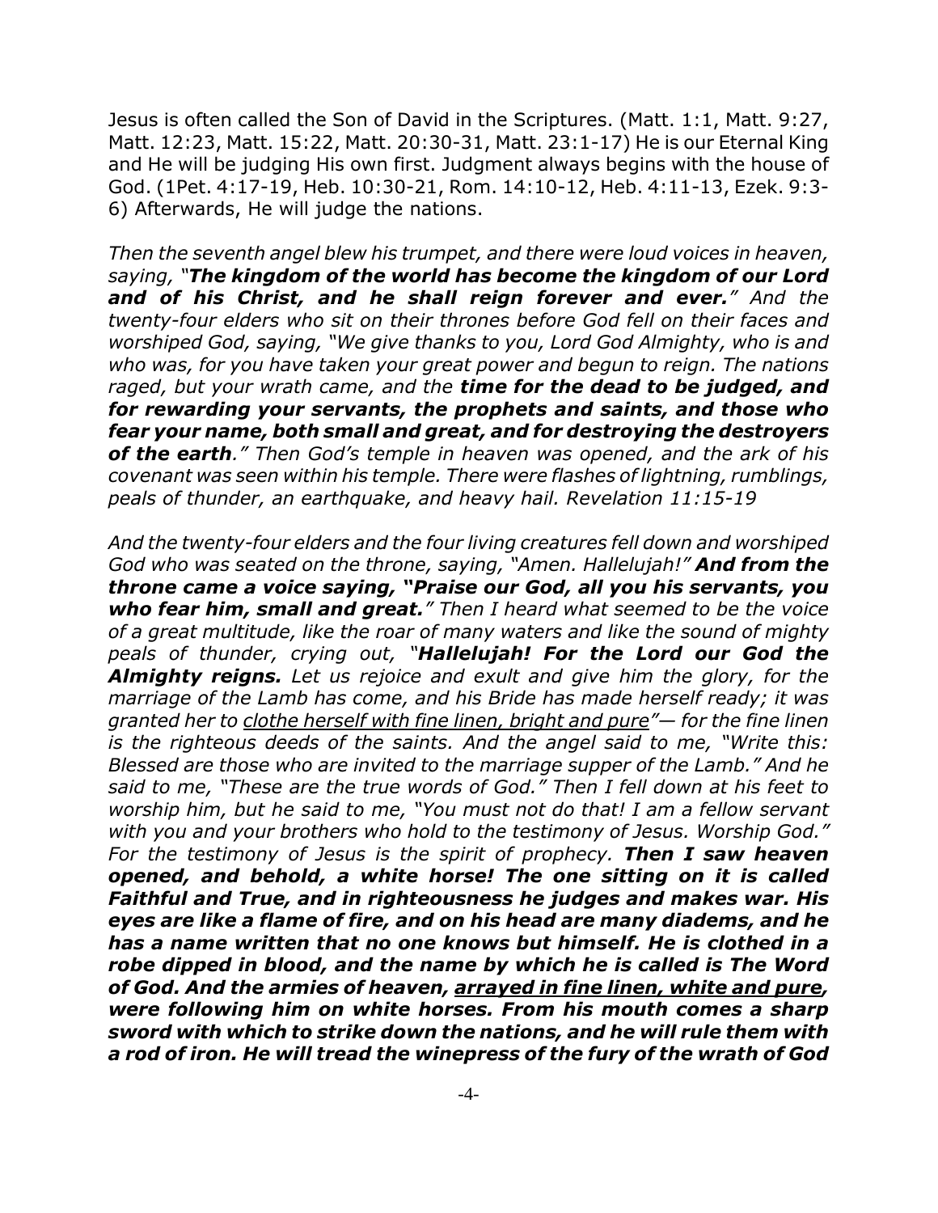Jesus is often called the Son of David in the Scriptures. (Matt. 1:1, Matt. 9:27, Matt. 12:23, Matt. 15:22, Matt. 20:30-31, Matt. 23:1-17) He is our Eternal King and He will be judging His own first. Judgment always begins with the house of God. (1Pet. 4:17-19, Heb. 10:30-21, Rom. 14:10-12, Heb. 4:11-13, Ezek. 9:3-6) Afterwards, He will judge the nations.

*Then the seventh angel blew his trumpet, and there were loud voices in heaven, saying, "**The kingdom of the world has become the kingdom of our Lord and of his Christ, and he shall reign forever and ever.**" And the twenty-four elders who sit on their thrones before God fell on their faces and worshiped God, saying, "We give thanks to you, Lord God Almighty, who is and who was, for you have taken your great power and begun to reign. The nations raged, but your wrath came, and the **time for the dead to be judged, and for rewarding your servants, the prophets and saints, and those who fear your name, both small and great, and for destroying the destroyers of the earth**." Then God's temple in heaven was opened, and the ark of his covenant was seen within his temple. There were flashes of lightning, rumblings, peals of thunder, an earthquake, and heavy hail. Revelation 11:15-19*

*And the twenty-four elders and the four living creatures fell down and worshiped God who was seated on the throne, saying, "Amen. Hallelujah!" **And from the throne came a voice saying, "Praise our God, all you his servants, you who fear him, small and great.**" Then I heard what seemed to be the voice of a great multitude, like the roar of many waters and like the sound of mighty peals of thunder, crying out, "**Hallelujah! For the Lord our God the Almighty reigns.** Let us rejoice and exult and give him the glory, for the marriage of the Lamb has come, and his Bride has made herself ready; it was granted her to <u>clothe herself with fine linen, bright and pure</u>"— for the fine linen is the righteous deeds of the saints. And the angel said to me, "Write this: Blessed are those who are invited to the marriage supper of the Lamb." And he said to me, "These are the true words of God." Then I fell down at his feet to worship him, but he said to me, "You must not do that! I am a fellow servant with you and your brothers who hold to the testimony of Jesus. Worship God." For the testimony of Jesus is the spirit of prophecy. **Then I saw heaven opened, and behold, a white horse! The one sitting on it is called Faithful and True, and in righteousness he judges and makes war. His eyes are like a flame of fire, and on his head are many diadems, and he has a name written that no one knows but himself. He is clothed in a robe dipped in blood, and the name by which he is called is The Word of God. And the armies of heaven, <u>arrayed in fine linen, white and pure</u>, were following him on white horses. From his mouth comes a sharp sword with which to strike down the nations, and he will rule them with a rod of iron. He will tread the winepress of the fury of the wrath of God***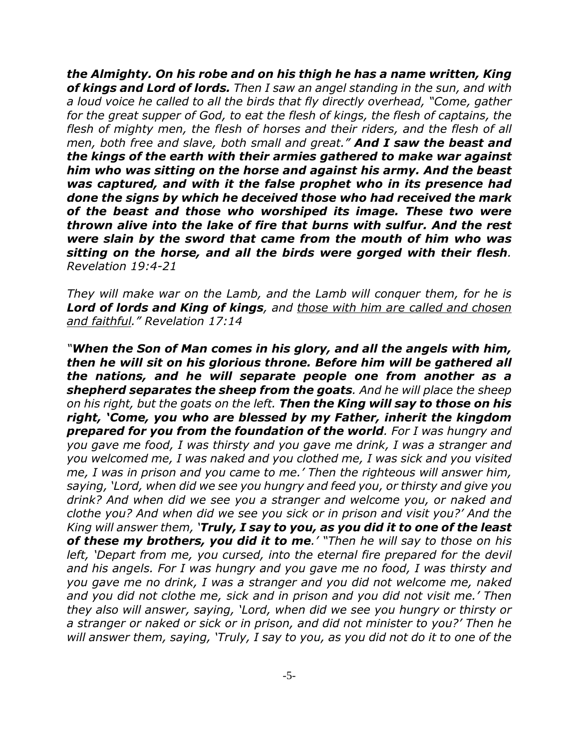***the Almighty. On his robe and on his thigh he has a name written, King of kings and Lord of lords.*** *Then I saw an angel standing in the sun, and with a loud voice he called to all the birds that fly directly overhead, "Come, gather for the great supper of God, to eat the flesh of kings, the flesh of captains, the flesh of mighty men, the flesh of horses and their riders, and the flesh of all men, both free and slave, both small and great."* ***And I saw the beast and the kings of the earth with their armies gathered to make war against him who was sitting on the horse and against his army. And the beast was captured, and with it the false prophet who in its presence had done the signs by which he deceived those who had received the mark of the beast and those who worshiped its image. These two were thrown alive into the lake of fire that burns with sulfur. And the rest were slain by the sword that came from the mouth of him who was sitting on the horse, and all the birds were gorged with their flesh****.* *Revelation 19:4-21*

*They will make war on the Lamb, and the Lamb will conquer them, for he is* ***Lord of lords and King of kings****, and <u>those with him are called and chosen and faithful</u>." Revelation 17:14*

*"****When the Son of Man comes in his glory, and all the angels with him, then he will sit on his glorious throne. Before him will be gathered all the nations, and he will separate people one from another as a shepherd separates the sheep from the goats****. And he will place the sheep on his right, but the goats on the left.* ***Then the King will say to those on his right, 'Come, you who are blessed by my Father, inherit the kingdom prepared for you from the foundation of the world****. For I was hungry and you gave me food, I was thirsty and you gave me drink, I was a stranger and you welcomed me, I was naked and you clothed me, I was sick and you visited me, I was in prison and you came to me.' Then the righteous will answer him, saying, 'Lord, when did we see you hungry and feed you, or thirsty and give you drink? And when did we see you a stranger and welcome you, or naked and clothe you? And when did we see you sick or in prison and visit you?' And the King will answer them, '****Truly, I say to you, as you did it to one of the least of these my brothers, you did it to me****.' "Then he will say to those on his left, 'Depart from me, you cursed, into the eternal fire prepared for the devil and his angels. For I was hungry and you gave me no food, I was thirsty and you gave me no drink, I was a stranger and you did not welcome me, naked and you did not clothe me, sick and in prison and you did not visit me.' Then they also will answer, saying, 'Lord, when did we see you hungry or thirsty or a stranger or naked or sick or in prison, and did not minister to you?' Then he will answer them, saying, 'Truly, I say to you, as you did not do it to one of the*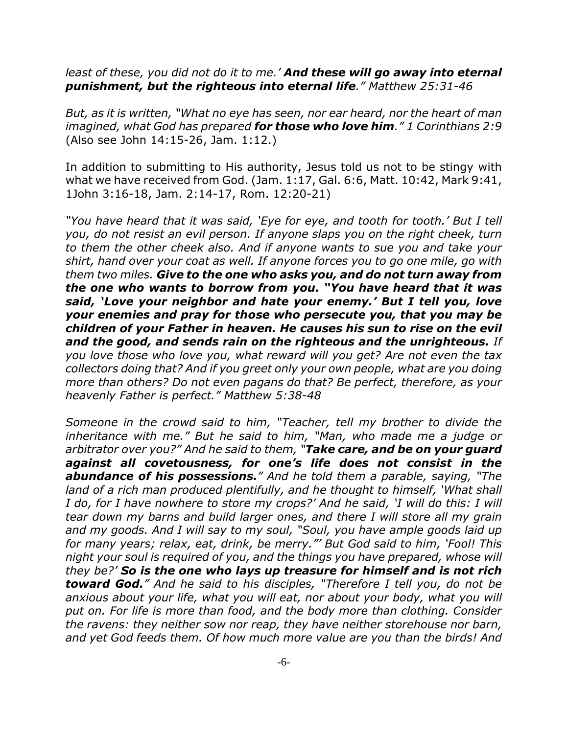*least of these, you did not do it to me.' **And these will go away into eternal punishment, but the righteous into eternal life**." Matthew 25:31-46*

*But, as it is written, "What no eye has seen, nor ear heard, nor the heart of man imagined, what God has prepared **for those who love him**." 1 Corinthians 2:9* (Also see John 14:15-26, Jam. 1:12.)

In addition to submitting to His authority, Jesus told us not to be stingy with what we have received from God. (Jam. 1:17, Gal. 6:6, Matt. 10:42, Mark 9:41, 1John 3:16-18, Jam. 2:14-17, Rom. 12:20-21)

*"You have heard that it was said, 'Eye for eye, and tooth for tooth.' But I tell you, do not resist an evil person. If anyone slaps you on the right cheek, turn to them the other cheek also. And if anyone wants to sue you and take your shirt, hand over your coat as well. If anyone forces you to go one mile, go with them two miles. **Give to the one who asks you, and do not turn away from the one who wants to borrow from you. "You have heard that it was said, 'Love your neighbor and hate your enemy.' But I tell you, love your enemies and pray for those who persecute you, that you may be children of your Father in heaven. He causes his sun to rise on the evil and the good, and sends rain on the righteous and the unrighteous.** If you love those who love you, what reward will you get? Are not even the tax collectors doing that? And if you greet only your own people, what are you doing more than others? Do not even pagans do that? Be perfect, therefore, as your heavenly Father is perfect." Matthew 5:38-48*

*Someone in the crowd said to him, "Teacher, tell my brother to divide the inheritance with me." But he said to him, "Man, who made me a judge or arbitrator over you?" And he said to them, "**Take care, and be on your guard against all covetousness, for one's life does not consist in the abundance of his possessions.**" And he told them a parable, saying, "The land of a rich man produced plentifully, and he thought to himself, 'What shall I do, for I have nowhere to store my crops?' And he said, 'I will do this: I will tear down my barns and build larger ones, and there I will store all my grain and my goods. And I will say to my soul, "Soul, you have ample goods laid up for many years; relax, eat, drink, be merry."' But God said to him, 'Fool! This night your soul is required of you, and the things you have prepared, whose will they be?' **So is the one who lays up treasure for himself and is not rich toward God.**" And he said to his disciples, "Therefore I tell you, do not be anxious about your life, what you will eat, nor about your body, what you will put on. For life is more than food, and the body more than clothing. Consider the ravens: they neither sow nor reap, they have neither storehouse nor barn, and yet God feeds them. Of how much more value are you than the birds! And*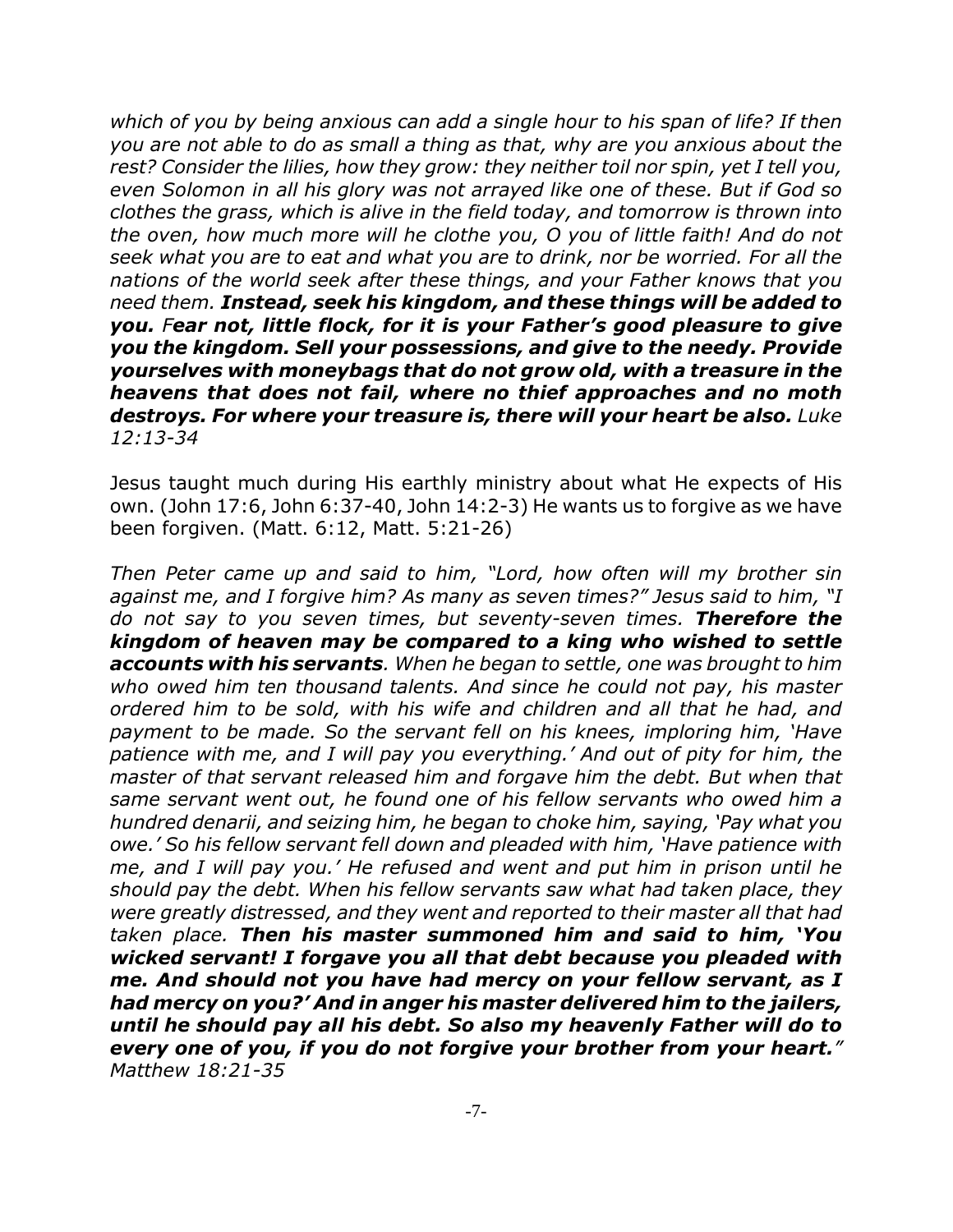*which of you by being anxious can add a single hour to his span of life? If then you are not able to do as small a thing as that, why are you anxious about the rest? Consider the lilies, how they grow: they neither toil nor spin, yet I tell you, even Solomon in all his glory was not arrayed like one of these. But if God so clothes the grass, which is alive in the field today, and tomorrow is thrown into the oven, how much more will he clothe you, O you of little faith! And do not seek what you are to eat and what you are to drink, nor be worried. For all the nations of the world seek after these things, and your Father knows that you need them.* ***Instead, seek his kingdom, and these things will be added to you.*** *F**ear not, little flock, for it is your Father's good pleasure to give you the kingdom. Sell your possessions, and give to the needy. Provide yourselves with moneybags that do not grow old, with a treasure in the heavens that does not fail, where no thief approaches and no moth destroys. For where your treasure is, there will your heart be also.*** *Luke 12:13-34*

Jesus taught much during His earthly ministry about what He expects of His own. (John 17:6, John 6:37-40, John 14:2-3) He wants us to forgive as we have been forgiven. (Matt. 6:12, Matt. 5:21-26)

*Then Peter came up and said to him, "Lord, how often will my brother sin against me, and I forgive him? As many as seven times?" Jesus said to him, "I do not say to you seven times, but seventy-seven times.* ***Therefore the kingdom of heaven may be compared to a king who wished to settle accounts with his servants****. When he began to settle, one was brought to him who owed him ten thousand talents. And since he could not pay, his master ordered him to be sold, with his wife and children and all that he had, and payment to be made. So the servant fell on his knees, imploring him, 'Have patience with me, and I will pay you everything.' And out of pity for him, the master of that servant released him and forgave him the debt. But when that same servant went out, he found one of his fellow servants who owed him a hundred denarii, and seizing him, he began to choke him, saying, 'Pay what you owe.' So his fellow servant fell down and pleaded with him, 'Have patience with me, and I will pay you.' He refused and went and put him in prison until he should pay the debt. When his fellow servants saw what had taken place, they were greatly distressed, and they went and reported to their master all that had taken place.* ***Then his master summoned him and said to him, 'You wicked servant! I forgave you all that debt because you pleaded with me. And should not you have had mercy on your fellow servant, as I had mercy on you?' And in anger his master delivered him to the jailers, until he should pay all his debt. So also my heavenly Father will do to every one of you, if you do not forgive your brother from your heart.****" Matthew 18:21-35*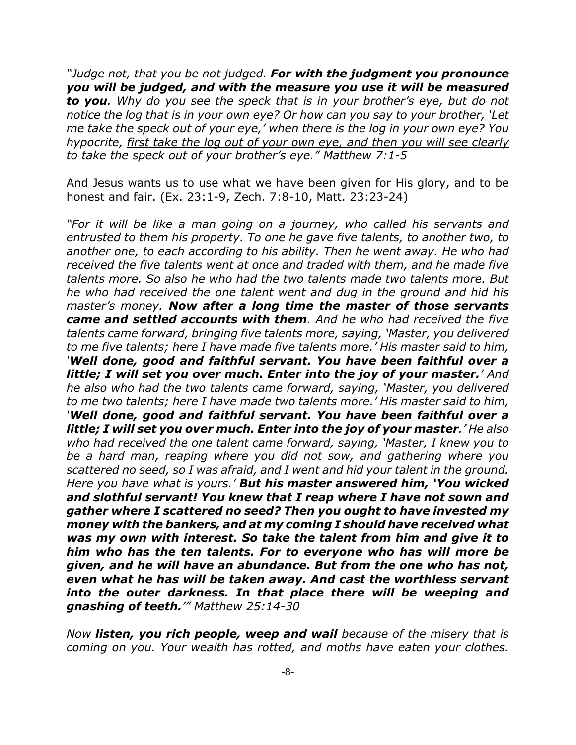*"Judge not, that you be not judged.* ***For with the judgment you pronounce you will be judged, and with the measure you use it will be measured to you****. Why do you see the speck that is in your brother's eye, but do not notice the log that is in your own eye? Or how can you say to your brother, 'Let me take the speck out of your eye,' when there is the log in your own eye? You hypocrite, <u>first take the log out of your own eye, and then you will see clearly to take the speck out of your brother's eye</u>." Matthew 7:1-5*

And Jesus wants us to use what we have been given for His glory, and to be honest and fair. (Ex. 23:1-9, Zech. 7:8-10, Matt. 23:23-24)

*"For it will be like a man going on a journey, who called his servants and entrusted to them his property. To one he gave five talents, to another two, to another one, to each according to his ability. Then he went away. He who had received the five talents went at once and traded with them, and he made five talents more. So also he who had the two talents made two talents more. But he who had received the one talent went and dug in the ground and hid his master's money.* ***Now after a long time the master of those servants came and settled accounts with them****. And he who had received the five talents came forward, bringing five talents more, saying, 'Master, you delivered to me five talents; here I have made five talents more.' His master said to him, '****Well done, good and faithful servant. You have been faithful over a little; I will set you over much. Enter into the joy of your master.****' And he also who had the two talents came forward, saying, 'Master, you delivered to me two talents; here I have made two talents more.' His master said to him, '****Well done, good and faithful servant. You have been faithful over a little; I will set you over much. Enter into the joy of your master****.' He also who had received the one talent came forward, saying, 'Master, I knew you to be a hard man, reaping where you did not sow, and gathering where you scattered no seed, so I was afraid, and I went and hid your talent in the ground. Here you have what is yours.'* ***But his master answered him, 'You wicked and slothful servant! You knew that I reap where I have not sown and gather where I scattered no seed? Then you ought to have invested my money with the bankers, and at my coming I should have received what was my own with interest. So take the talent from him and give it to him who has the ten talents. For to everyone who has will more be given, and he will have an abundance. But from the one who has not, even what he has will be taken away. And cast the worthless servant into the outer darkness. In that place there will be weeping and gnashing of teeth.'"*** *Matthew 25:14-30*

*Now* ***listen, you rich people, weep and wail*** *because of the misery that is coming on you. Your wealth has rotted, and moths have eaten your clothes.*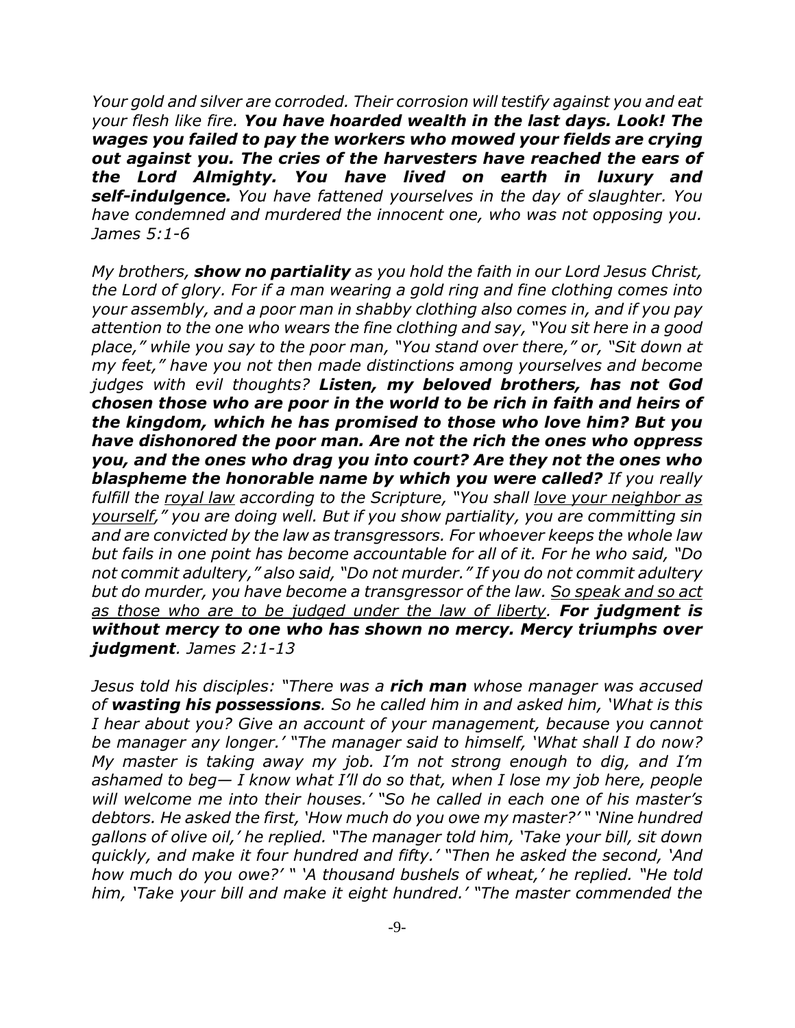*Your gold and silver are corroded. Their corrosion will testify against you and eat your flesh like fire.* ***You have hoarded wealth in the last days. Look! The wages you failed to pay the workers who mowed your fields are crying out against you. The cries of the harvesters have reached the ears of the Lord Almighty. You have lived on earth in luxury and self-indulgence.*** *You have fattened yourselves in the day of slaughter. You have condemned and murdered the innocent one, who was not opposing you. James 5:1-6*

*My brothers,* ***show no partiality*** *as you hold the faith in our Lord Jesus Christ, the Lord of glory. For if a man wearing a gold ring and fine clothing comes into your assembly, and a poor man in shabby clothing also comes in, and if you pay attention to the one who wears the fine clothing and say, "You sit here in a good place," while you say to the poor man, "You stand over there," or, "Sit down at my feet," have you not then made distinctions among yourselves and become judges with evil thoughts?* ***Listen, my beloved brothers, has not God chosen those who are poor in the world to be rich in faith and heirs of the kingdom, which he has promised to those who love him? But you have dishonored the poor man. Are not the rich the ones who oppress you, and the ones who drag you into court? Are they not the ones who blaspheme the honorable name by which you were called?*** *If you really fulfill the <u>royal law</u> according to the Scripture, "You shall <u>love your neighbor as yourself</u>," you are doing well. But if you show partiality, you are committing sin and are convicted by the law as transgressors. For whoever keeps the whole law but fails in one point has become accountable for all of it. For he who said, "Do not commit adultery," also said, "Do not murder." If you do not commit adultery but do murder, you have become a transgressor of the law. <u>So speak and so act as those who are to be judged under the law of liberty</u>.* ***For judgment is without mercy to one who has shown no mercy. Mercy triumphs over judgment****. James 2:1-13*

*Jesus told his disciples: "There was a* ***rich man*** *whose manager was accused of* ***wasting his possessions****. So he called him in and asked him, 'What is this I hear about you? Give an account of your management, because you cannot be manager any longer.' "The manager said to himself, 'What shall I do now? My master is taking away my job. I'm not strong enough to dig, and I'm ashamed to beg— I know what I'll do so that, when I lose my job here, people will welcome me into their houses.' "So he called in each one of his master's debtors. He asked the first, 'How much do you owe my master?' " 'Nine hundred gallons of olive oil,' he replied. "The manager told him, 'Take your bill, sit down quickly, and make it four hundred and fifty.' "Then he asked the second, 'And how much do you owe?' " 'A thousand bushels of wheat,' he replied. "He told him, 'Take your bill and make it eight hundred.' "The master commended the*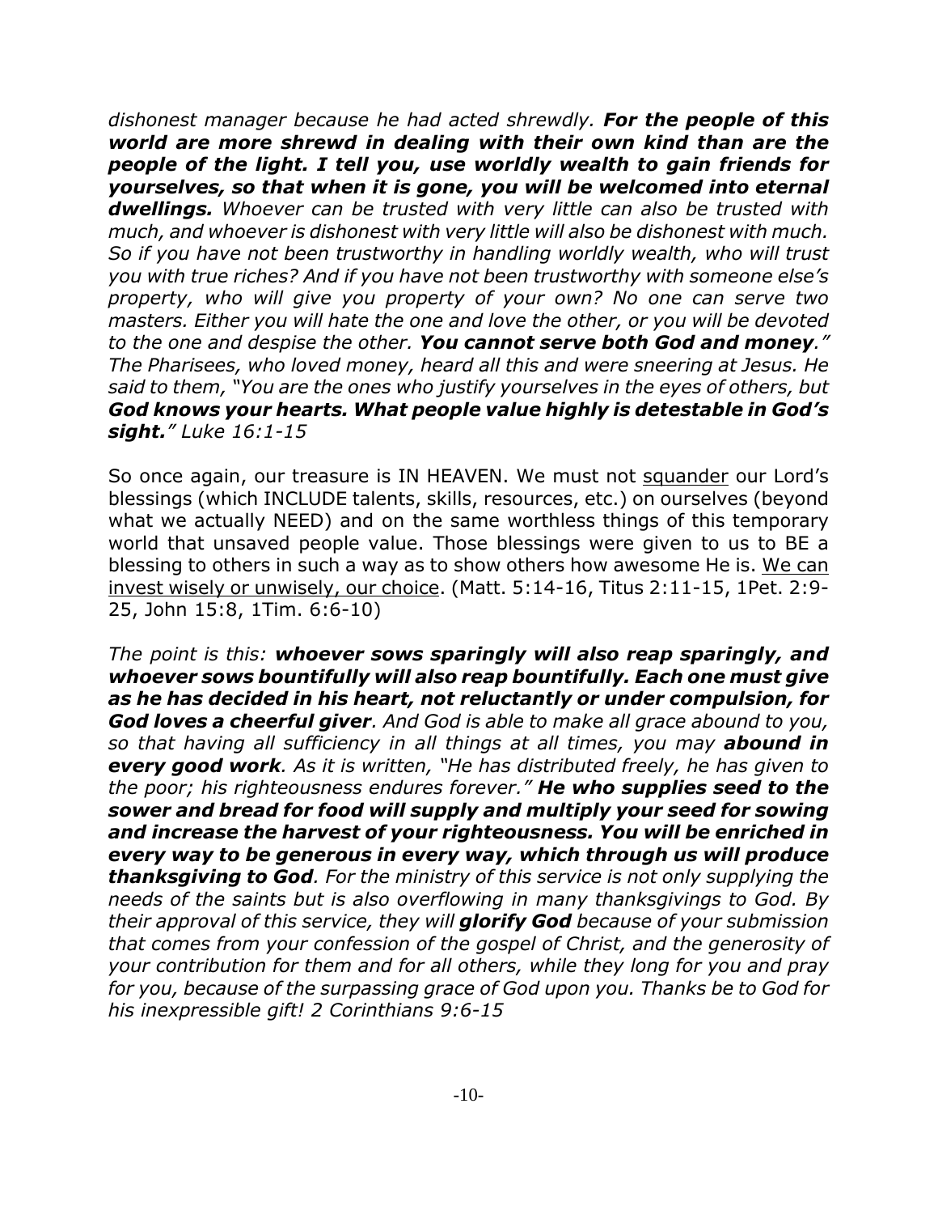*dishonest manager because he had acted shrewdly.* ***For the people of this world are more shrewd in dealing with their own kind than are the people of the light. I tell you, use worldly wealth to gain friends for yourselves, so that when it is gone, you will be welcomed into eternal dwellings.*** *Whoever can be trusted with very little can also be trusted with much, and whoever is dishonest with very little will also be dishonest with much. So if you have not been trustworthy in handling worldly wealth, who will trust you with true riches? And if you have not been trustworthy with someone else's property, who will give you property of your own? No one can serve two masters. Either you will hate the one and love the other, or you will be devoted to the one and despise the other.* ***You cannot serve both God and money****." The Pharisees, who loved money, heard all this and were sneering at Jesus. He said to them, "You are the ones who justify yourselves in the eyes of others, but* ***God knows your hearts. What people value highly is detestable in God's sight.****" Luke 16:1-15*

So once again, our treasure is IN HEAVEN. We must not squander our Lord's blessings (which INCLUDE talents, skills, resources, etc.) on ourselves (beyond what we actually NEED) and on the same worthless things of this temporary world that unsaved people value. Those blessings were given to us to BE a blessing to others in such a way as to show others how awesome He is. We can invest wisely or unwisely, our choice. (Matt. 5:14-16, Titus 2:11-15, 1Pet. 2:9-25, John 15:8, 1Tim. 6:6-10)

*The point is this:* ***whoever sows sparingly will also reap sparingly, and whoever sows bountifully will also reap bountifully. Each one must give as he has decided in his heart, not reluctantly or under compulsion, for God loves a cheerful giver****. And God is able to make all grace abound to you, so that having all sufficiency in all things at all times, you may* ***abound in every good work****. As it is written, "He has distributed freely, he has given to the poor; his righteousness endures forever."* ***He who supplies seed to the sower and bread for food will supply and multiply your seed for sowing and increase the harvest of your righteousness. You will be enriched in every way to be generous in every way, which through us will produce thanksgiving to God****. For the ministry of this service is not only supplying the needs of the saints but is also overflowing in many thanksgivings to God. By their approval of this service, they will* ***glorify God*** *because of your submission that comes from your confession of the gospel of Christ, and the generosity of your contribution for them and for all others, while they long for you and pray for you, because of the surpassing grace of God upon you. Thanks be to God for his inexpressible gift! 2 Corinthians 9:6-15*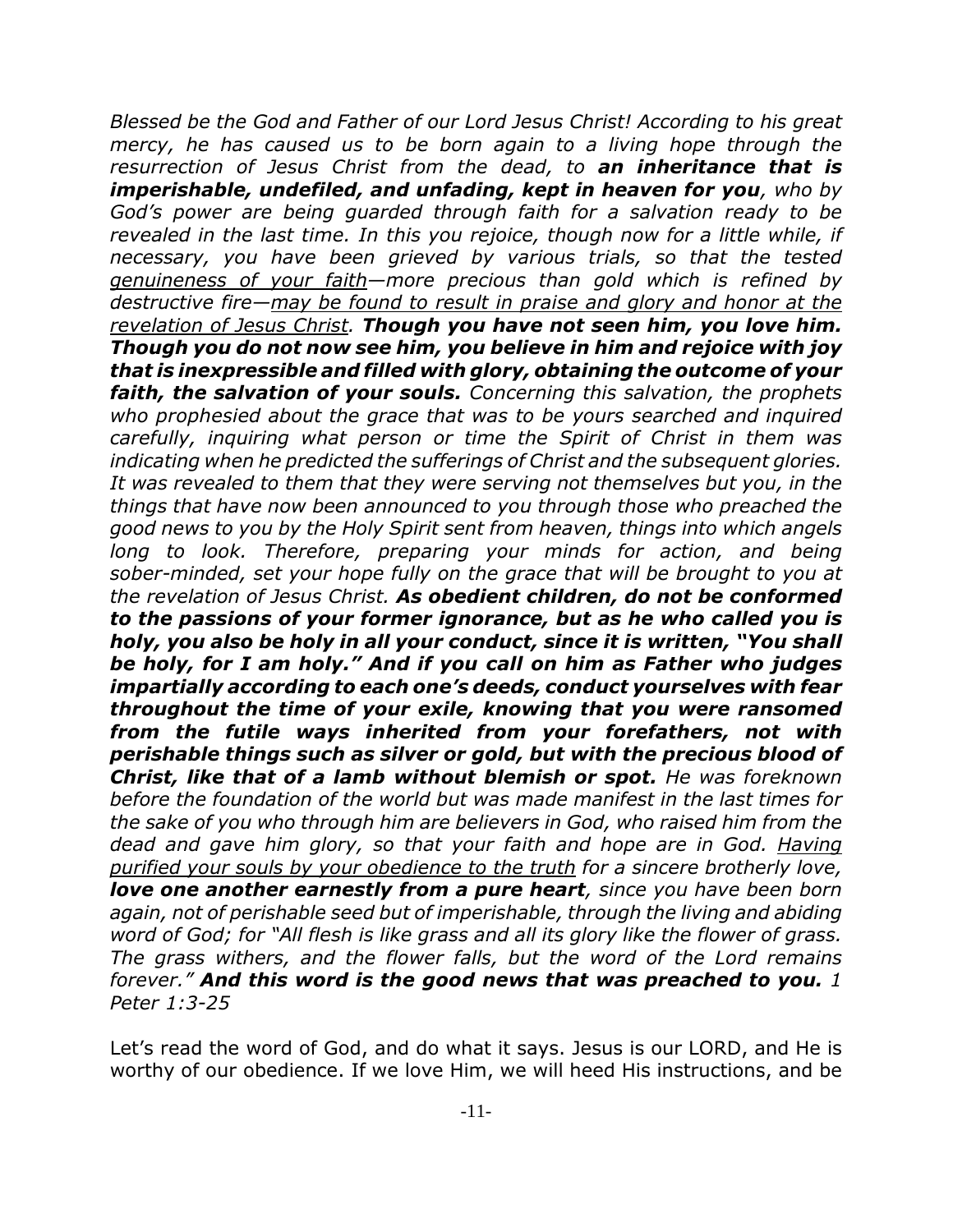*Blessed be the God and Father of our Lord Jesus Christ! According to his great mercy, he has caused us to be born again to a living hope through the resurrection of Jesus Christ from the dead, to* ***an inheritance that is imperishable, undefiled, and unfading, kept in heaven for you****, who by God's power are being guarded through faith for a salvation ready to be revealed in the last time. In this you rejoice, though now for a little while, if necessary, you have been grieved by various trials, so that the tested* <u>*genuineness of your faith*</u>*—more precious than gold which is refined by destructive fire—*<u>*may be found to result in praise and glory and honor at the revelation of Jesus Christ*</u>*.* ***Though you have not seen him, you love him. Though you do not now see him, you believe in him and rejoice with joy that is inexpressible and filled with glory, obtaining the outcome of your faith, the salvation of your souls.*** *Concerning this salvation, the prophets who prophesied about the grace that was to be yours searched and inquired carefully, inquiring what person or time the Spirit of Christ in them was indicating when he predicted the sufferings of Christ and the subsequent glories. It was revealed to them that they were serving not themselves but you, in the things that have now been announced to you through those who preached the good news to you by the Holy Spirit sent from heaven, things into which angels long to look. Therefore, preparing your minds for action, and being sober-minded, set your hope fully on the grace that will be brought to you at the revelation of Jesus Christ.* ***As obedient children, do not be conformed to the passions of your former ignorance, but as he who called you is holy, you also be holy in all your conduct, since it is written, "You shall be holy, for I am holy." And if you call on him as Father who judges impartially according to each one's deeds, conduct yourselves with fear throughout the time of your exile, knowing that you were ransomed from the futile ways inherited from your forefathers, not with perishable things such as silver or gold, but with the precious blood of Christ, like that of a lamb without blemish or spot.*** *He was foreknown before the foundation of the world but was made manifest in the last times for the sake of you who through him are believers in God, who raised him from the dead and gave him glory, so that your faith and hope are in God.* <u>*Having purified your souls by your obedience to the truth*</u> *for a sincere brotherly love,* ***love one another earnestly from a pure heart****, since you have been born again, not of perishable seed but of imperishable, through the living and abiding word of God; for "All flesh is like grass and all its glory like the flower of grass. The grass withers, and the flower falls, but the word of the Lord remains forever."* ***And this word is the good news that was preached to you.*** *1 Peter 1:3-25*

Let's read the word of God, and do what it says. Jesus is our LORD, and He is worthy of our obedience. If we love Him, we will heed His instructions, and be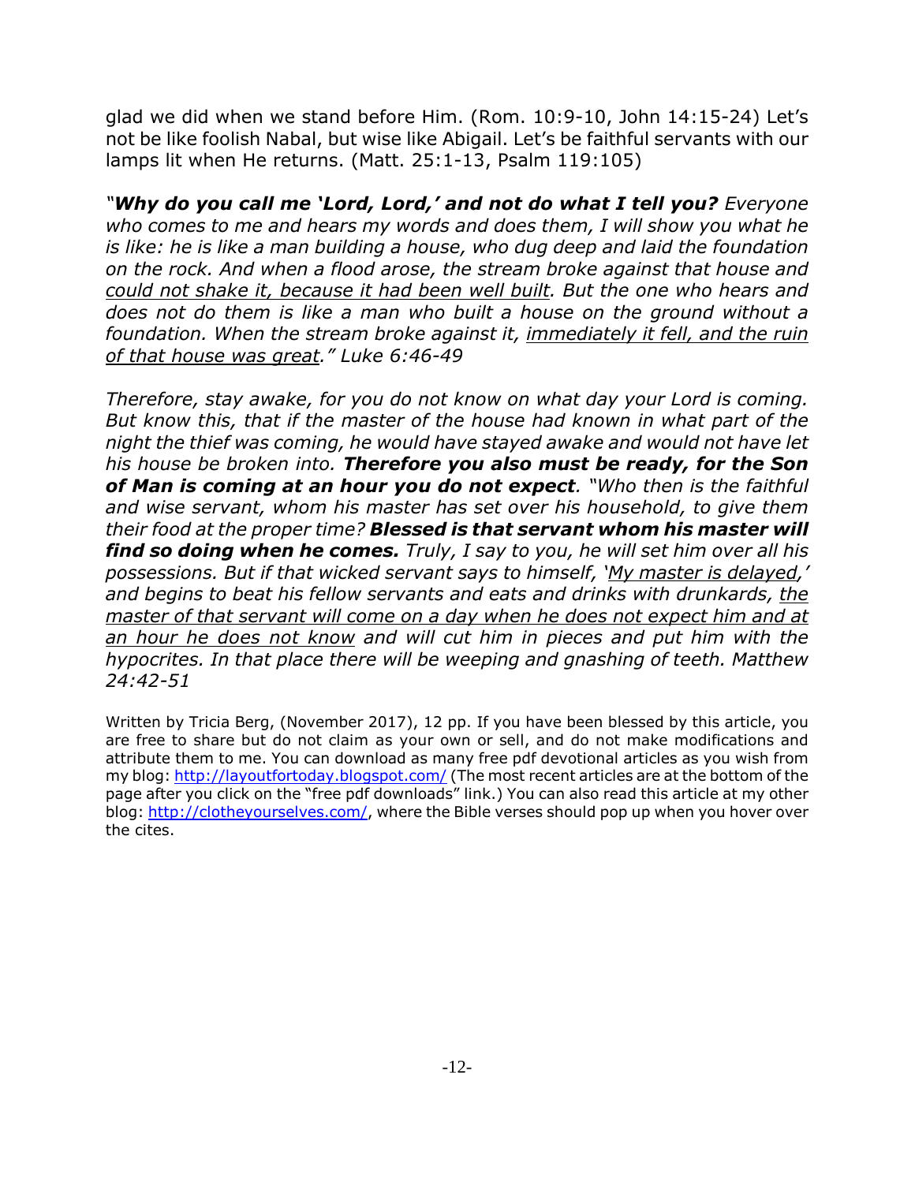glad we did when we stand before Him. (Rom. 10:9-10, John 14:15-24) Let's not be like foolish Nabal, but wise like Abigail. Let's be faithful servants with our lamps lit when He returns. (Matt. 25:1-13, Psalm 119:105)

*"**Why do you call me 'Lord, Lord,' and not do what I tell you?** Everyone who comes to me and hears my words and does them, I will show you what he is like: he is like a man building a house, who dug deep and laid the foundation on the rock. And when a flood arose, the stream broke against that house and <u>could not shake it, because it had been well built</u>. But the one who hears and does not do them is like a man who built a house on the ground without a foundation. When the stream broke against it, <u>immediately it fell, and the ruin of that house was great</u>." Luke 6:46-49*

*Therefore, stay awake, for you do not know on what day your Lord is coming. But know this, that if the master of the house had known in what part of the night the thief was coming, he would have stayed awake and would not have let his house be broken into. **Therefore you also must be ready, for the Son of Man is coming at an hour you do not expect**. "Who then is the faithful and wise servant, whom his master has set over his household, to give them their food at the proper time? **Blessed is that servant whom his master will find so doing when he comes.** Truly, I say to you, he will set him over all his possessions. But if that wicked servant says to himself, '<u>My master is delayed</u>,' and begins to beat his fellow servants and eats and drinks with drunkards, <u>the master of that servant will come on a day when he does not expect him and at an hour he does not know</u> and will cut him in pieces and put him with the hypocrites. In that place there will be weeping and gnashing of teeth. Matthew 24:42-51*

Written by Tricia Berg, (November 2017), 12 pp. If you have been blessed by this article, you are free to share but do not claim as your own or sell, and do not make modifications and attribute them to me. You can download as many free pdf devotional articles as you wish from my blog: http://layoutfortoday.blogspot.com/ (The most recent articles are at the bottom of the page after you click on the "free pdf downloads" link.) You can also read this article at my other blog: http://clotheyourselves.com/, where the Bible verses should pop up when you hover over the cites.